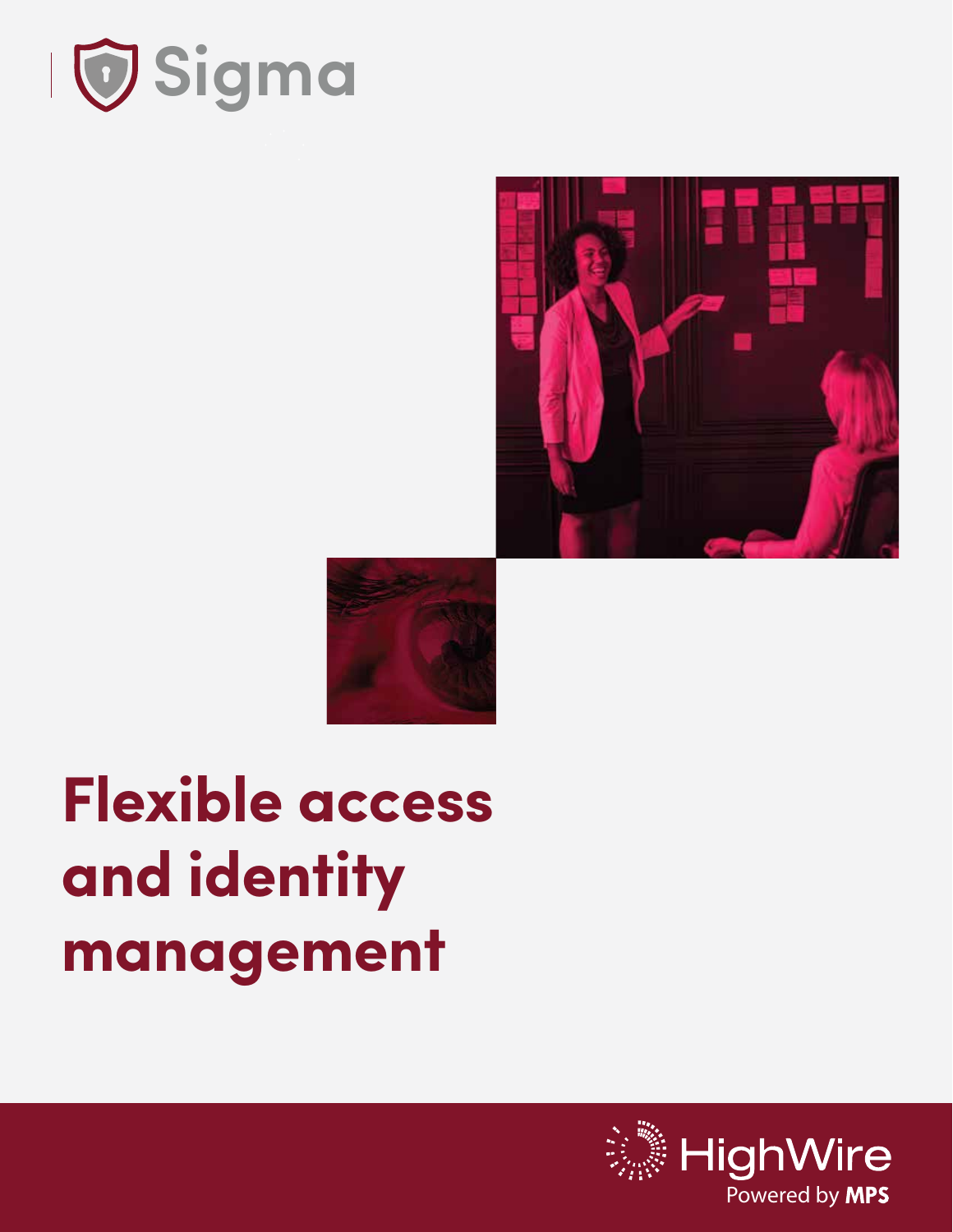Sigma

# Flexible access and identity management

HighWire

Powered by **MPS**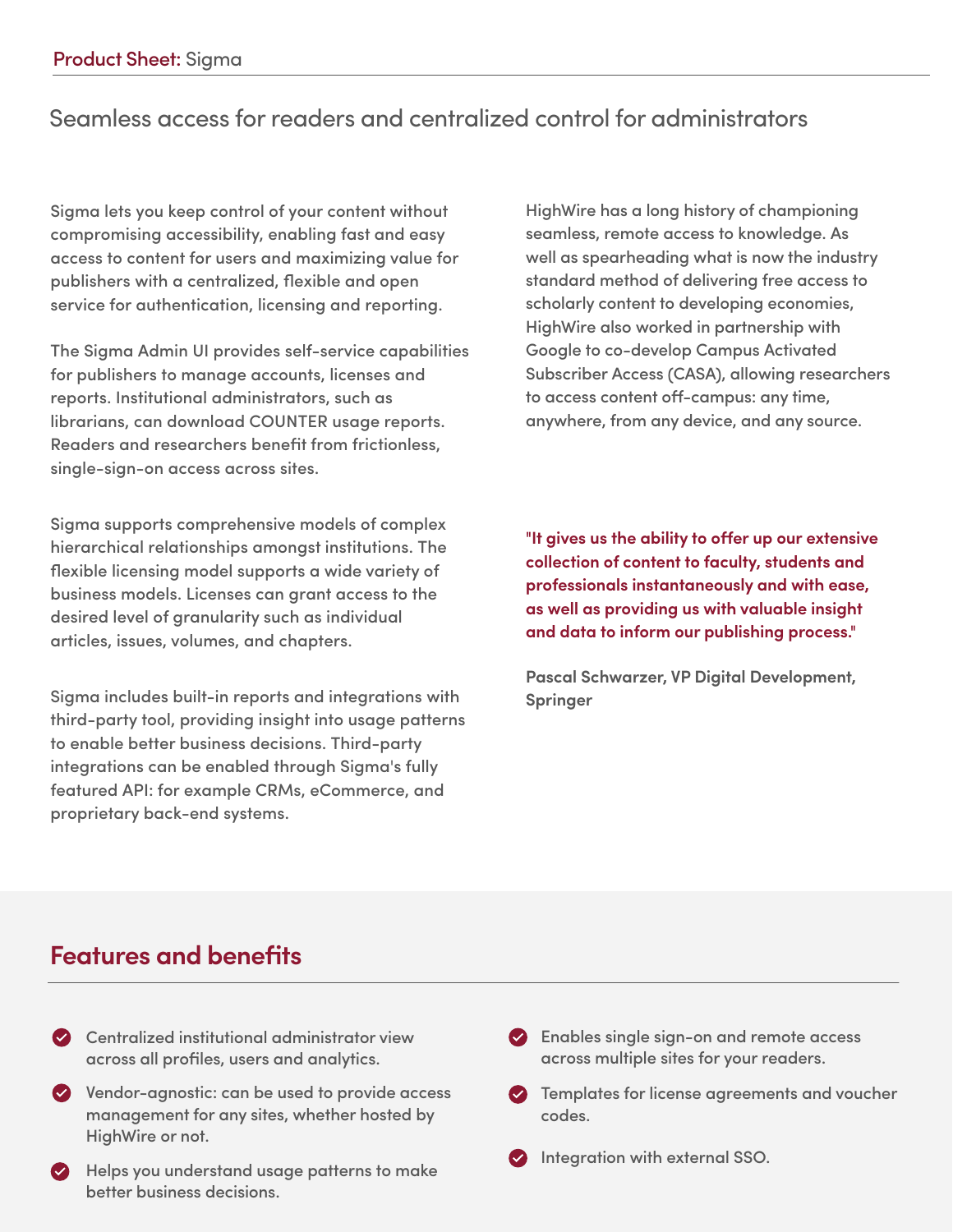Product Sheet: Sigma

## Seamless access for readers and centralized control for administrators

Sigma lets you keep control of your content without compromising accessibility, enabling fast and easy access to content for users and maximizing value for publishers with a centralized, flexible and open service for authentication, licensing and reporting.

The Sigma Admin UI provides self-service capabilities for publishers to manage accounts, licenses and reports. Institutional administrators, such as librarians, can download COUNTER usage reports. Readers and researchers benefit from frictionless, single-sign-on access across sites.

Sigma supports comprehensive models of complex hierarchical relationships amongst institutions. The flexible licensing model supports a wide variety of business models. Licenses can grant access to the desired level of granularity such as individual articles, issues, volumes, and chapters.

Sigma includes built-in reports and integrations with third-party tool, providing insight into usage patterns to enable better business decisions. Third-party integrations can be enabled through Sigma's fully featured API: for example CRMs, eCommerce, and proprietary back-end systems.

HighWire has a long history of championing seamless, remote access to knowledge. As well as spearheading what is now the industry standard method of delivering free access to scholarly content to developing economies, HighWire also worked in partnership with Google to co-develop Campus Activated Subscriber Access (CASA), allowing researchers to access content off-campus: any time, anywhere, from any device, and any source.

**"It gives us the ability to offer up our extensive collection of content to faculty, students and professionals instantaneously and with ease, as well as providing us with valuable insight and data to inform our publishing process."**

**Pascal Schwarzer, VP Digital Development, Springer**

## Features and benefits

- Centralized institutional administrator view across all profiles, users and analytics.
- Vendor-agnostic: can be used to provide access management for any sites, whether hosted by HighWire or not.
- Helps you understand usage patterns to make better business decisions.
- Enables single sign-on and remote access across multiple sites for your readers.
- Templates for license agreements and voucher codes.
- Integration with external SSO.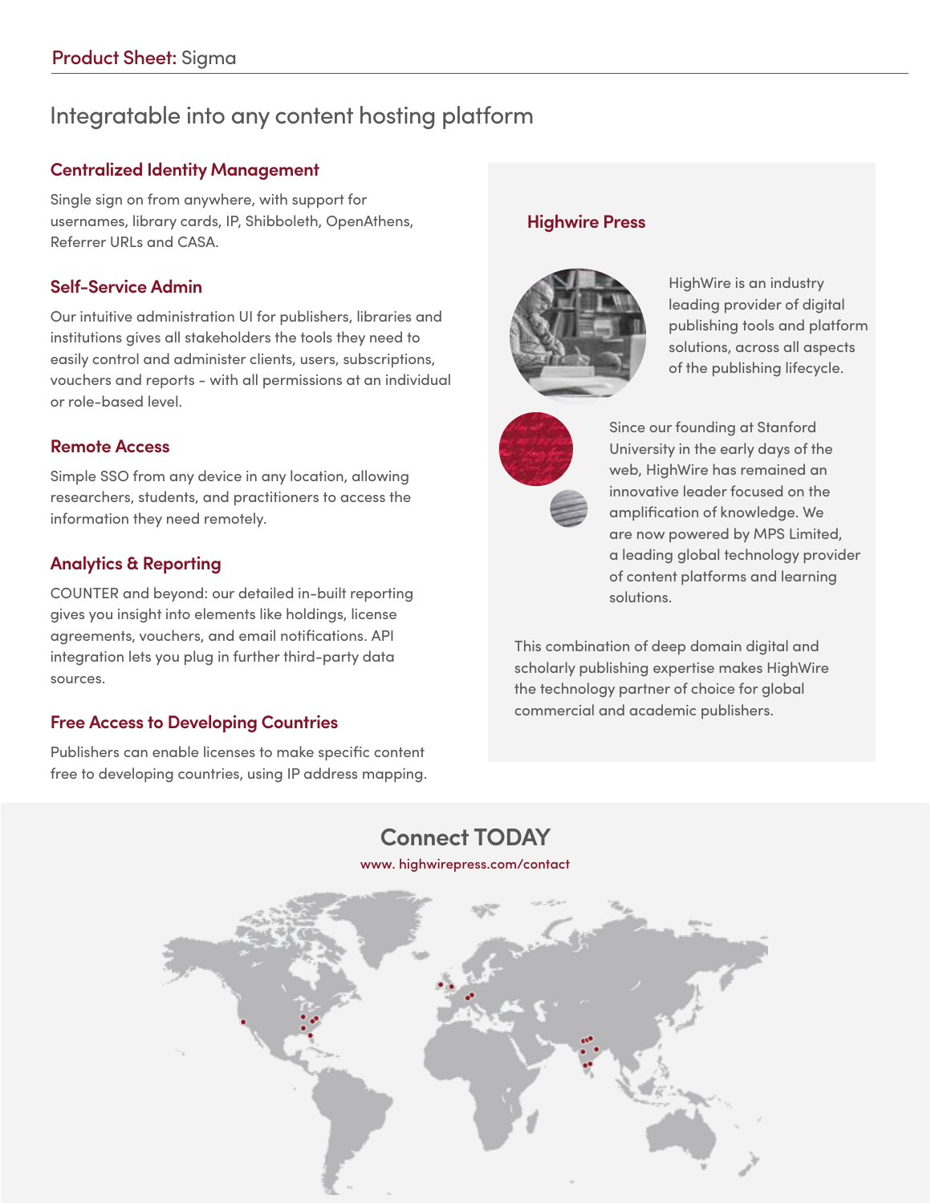Product Sheet: Sigma

# Integratable into any content hosting platform

### Centralized Identity Management

Single sign on from anywhere, with support for usernames, library cards, IP, Shibboleth, OpenAthens, Referrer URLs and CASA.

### Self-Service Admin

Our intuitive administration UI for publishers, libraries and institutions gives all stakeholders the tools they need to easily control and administer clients, users, subscriptions, vouchers and reports - with all permissions at an individual or role-based level.

### Remote Access

Simple SSO from any device in any location, allowing researchers, students, and practitioners to access the information they need remotely.

### Analytics & Reporting

COUNTER and beyond: our detailed in-built reporting gives you insight into elements like holdings, license agreements, vouchers, and email notifications. API integration lets you plug in further third-party data sources.

### Free Access to Developing Countries

Publishers can enable licenses to make specific content free to developing countries, using IP address mapping.

### Highwire Press

HighWire is an industry leading provider of digital publishing tools and platform solutions, across all aspects of the publishing lifecycle.

Since our founding at Stanford University in the early days of the web, HighWire has remained an innovative leader focused on the amplification of knowledge. We are now powered by MPS Limited, a leading global technology provider of content platforms and learning solutions.

This combination of deep domain digital and scholarly publishing expertise makes HighWire the technology partner of choice for global commercial and academic publishers.

## Connect TODAY

www. highwirepress.com/contact